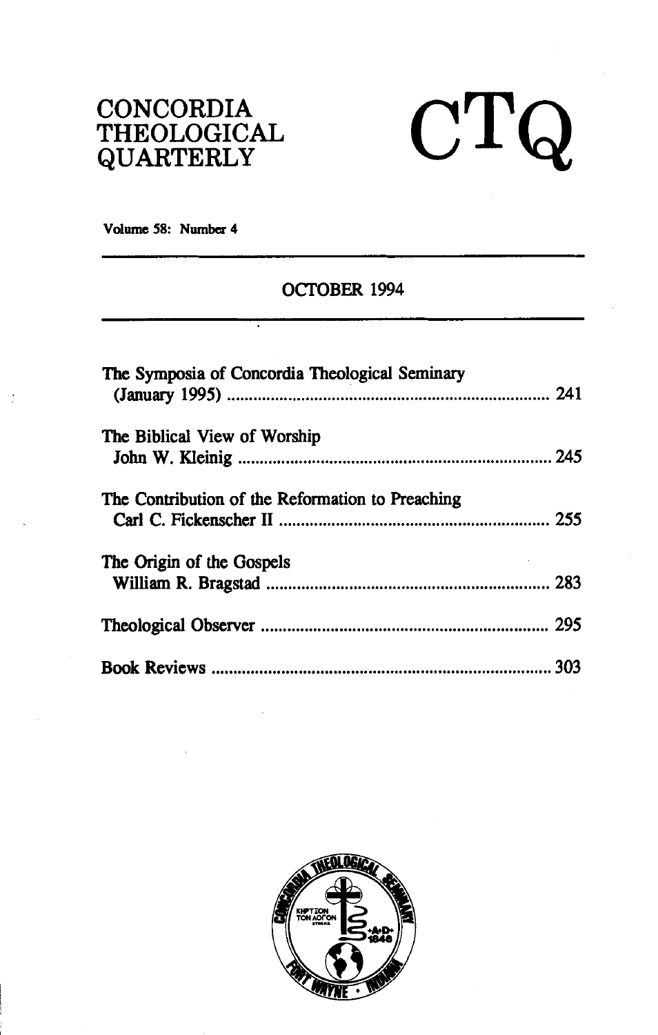# CONCORDIA THEOLOGICAL QUARTERLY

# CTQ

Volume 58: Number 4

OCTOBER 1994

The Symposia of Concordia Theological Seminary (January 1995) ........ 241

The Biblical View of Worship
John W. Kleinig ........ 245

The Contribution of the Reformation to Preaching
Carl C. Fickenscher II ........ 255

The Origin of the Gospels
William R. Bragstad ........ 283

Theological Observer ........ 295

Book Reviews ........ 303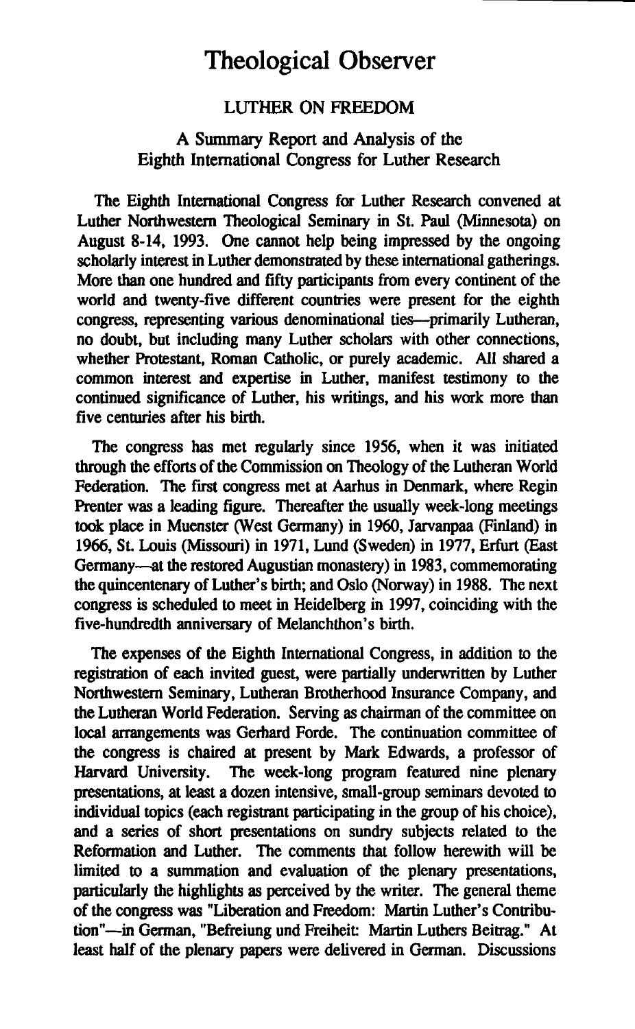# Theological Observer

## LUTHER ON FREEDOM

### A Summary Report and Analysis of the Eighth International Congress for Luther Research

The Eighth International Congress for Luther Research convened at Luther Northwestern Theological Seminary in St. Paul (Minnesota) on August 8-14, 1993. One cannot help being impressed by the ongoing scholarly interest in Luther demonstrated by these international gatherings. More than one hundred and fifty participants from every continent of the world and twenty-five different countries were present for the eighth congress, representing various denominational ties—primarily Lutheran, no doubt, but including many Luther scholars with other connections, whether Protestant, Roman Catholic, or purely academic. All shared a common interest and expertise in Luther, manifest testimony to the continued significance of Luther, his writings, and his work more than five centuries after his birth.

The congress has met regularly since 1956, when it was initiated through the efforts of the Commission on Theology of the Lutheran World Federation. The first congress met at Aarhus in Denmark, where Regin Prenter was a leading figure. Thereafter the usually week-long meetings took place in Muenster (West Germany) in 1960, Jarvanpaa (Finland) in 1966, St. Louis (Missouri) in 1971, Lund (Sweden) in 1977, Erfurt (East Germany—at the restored Augustian monastery) in 1983, commemorating the quincentenary of Luther's birth; and Oslo (Norway) in 1988. The next congress is scheduled to meet in Heidelberg in 1997, coinciding with the five-hundredth anniversary of Melanchthon's birth.

The expenses of the Eighth International Congress, in addition to the registration of each invited guest, were partially underwritten by Luther Northwestern Seminary, Lutheran Brotherhood Insurance Company, and the Lutheran World Federation. Serving as chairman of the committee on local arrangements was Gerhard Forde. The continuation committee of the congress is chaired at present by Mark Edwards, a professor of Harvard University. The week-long program featured nine plenary presentations, at least a dozen intensive, small-group seminars devoted to individual topics (each registrant participating in the group of his choice), and a series of short presentations on sundry subjects related to the Reformation and Luther. The comments that follow herewith will be limited to a summation and evaluation of the plenary presentations, particularly the highlights as perceived by the writer. The general theme of the congress was "Liberation and Freedom: Martin Luther's Contribution"—in German, "Befreiung und Freiheit: Martin Luthers Beitrag." At least half of the plenary papers were delivered in German. Discussions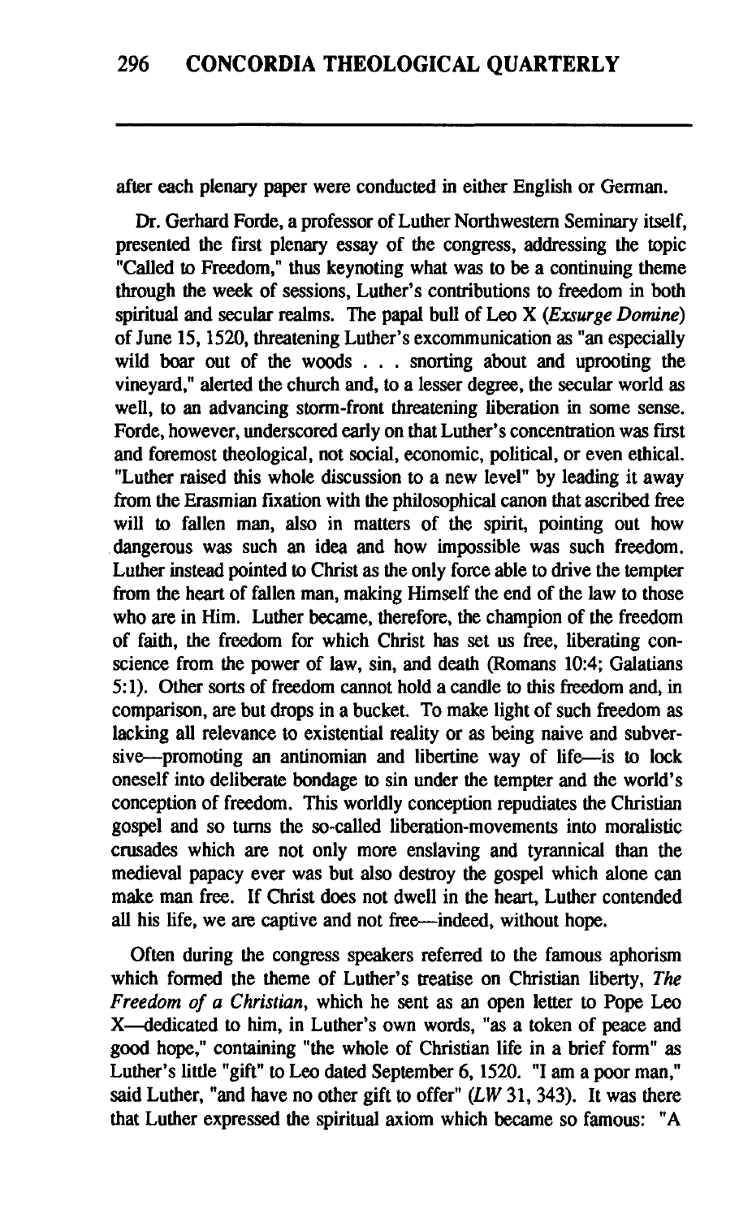after each plenary paper were conducted in either English or German.

Dr. Gerhard Forde, a professor of Luther Northwestern Seminary itself, presented the first plenary essay of the congress, addressing the topic "Called to Freedom," thus keynoting what was to be a continuing theme through the week of sessions, Luther's contributions to freedom in both spiritual and secular realms. The papal bull of Leo X (*Exsurge Domine*) of June 15, 1520, threatening Luther's excommunication as "an especially wild boar out of the woods . . . snorting about and uprooting the vineyard," alerted the church and, to a lesser degree, the secular world as well, to an advancing storm-front threatening liberation in some sense. Forde, however, underscored early on that Luther's concentration was first and foremost theological, not social, economic, political, or even ethical. "Luther raised this whole discussion to a new level" by leading it away from the Erasmian fixation with the philosophical canon that ascribed free will to fallen man, also in matters of the spirit, pointing out how dangerous was such an idea and how impossible was such freedom. Luther instead pointed to Christ as the only force able to drive the tempter from the heart of fallen man, making Himself the end of the law to those who are in Him. Luther became, therefore, the champion of the freedom of faith, the freedom for which Christ has set us free, liberating conscience from the power of law, sin, and death (Romans 10:4; Galatians 5:1). Other sorts of freedom cannot hold a candle to this freedom and, in comparison, are but drops in a bucket. To make light of such freedom as lacking all relevance to existential reality or as being naive and subversive—promoting an antinomian and libertine way of life—is to lock oneself into deliberate bondage to sin under the tempter and the world's conception of freedom. This worldly conception repudiates the Christian gospel and so turns the so-called liberation-movements into moralistic crusades which are not only more enslaving and tyrannical than the medieval papacy ever was but also destroy the gospel which alone can make man free. If Christ does not dwell in the heart, Luther contended all his life, we are captive and not free—indeed, without hope.

Often during the congress speakers referred to the famous aphorism which formed the theme of Luther's treatise on Christian liberty, *The Freedom of a Christian*, which he sent as an open letter to Pope Leo X—dedicated to him, in Luther's own words, "as a token of peace and good hope," containing "the whole of Christian life in a brief form" as Luther's little "gift" to Leo dated September 6, 1520. "I am a poor man," said Luther, "and have no other gift to offer" (*LW* 31, 343). It was there that Luther expressed the spiritual axiom which became so famous: "A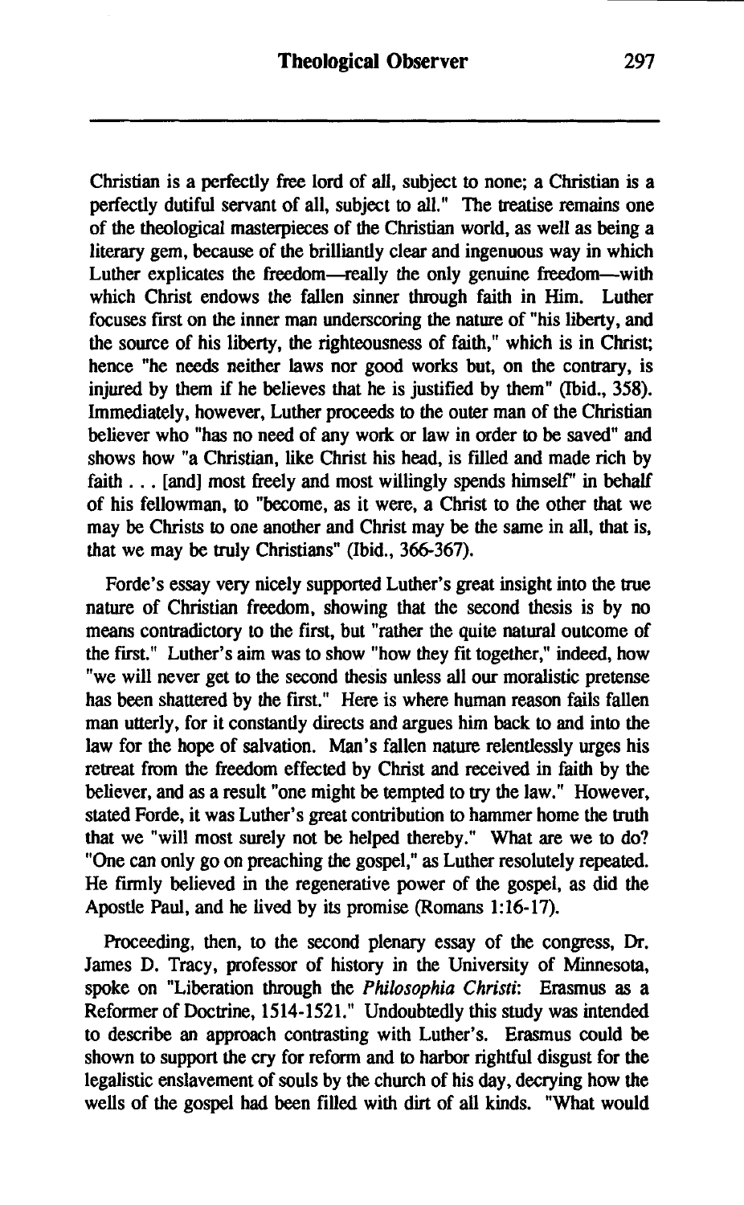Christian is a perfectly free lord of all, subject to none; a Christian is a perfectly dutiful servant of all, subject to all." The treatise remains one of the theological masterpieces of the Christian world, as well as being a literary gem, because of the brilliantly clear and ingenuous way in which Luther explicates the freedom—really the only genuine freedom—with which Christ endows the fallen sinner through faith in Him. Luther focuses first on the inner man underscoring the nature of "his liberty, and the source of his liberty, the righteousness of faith," which is in Christ; hence "he needs neither laws nor good works but, on the contrary, is injured by them if he believes that he is justified by them" (Ibid., 358). Immediately, however, Luther proceeds to the outer man of the Christian believer who "has no need of any work or law in order to be saved" and shows how "a Christian, like Christ his head, is filled and made rich by faith . . . [and] most freely and most willingly spends himself" in behalf of his fellowman, to "become, as it were, a Christ to the other that we may be Christs to one another and Christ may be the same in all, that is, that we may be truly Christians" (Ibid., 366-367).

Forde's essay very nicely supported Luther's great insight into the true nature of Christian freedom, showing that the second thesis is by no means contradictory to the first, but "rather the quite natural outcome of the first." Luther's aim was to show "how they fit together," indeed, how "we will never get to the second thesis unless all our moralistic pretense has been shattered by the first." Here is where human reason fails fallen man utterly, for it constantly directs and argues him back to and into the law for the hope of salvation. Man's fallen nature relentlessly urges his retreat from the freedom effected by Christ and received in faith by the believer, and as a result "one might be tempted to try the law." However, stated Forde, it was Luther's great contribution to hammer home the truth that we "will most surely not be helped thereby." What are we to do? "One can only go on preaching the gospel," as Luther resolutely repeated. He firmly believed in the regenerative power of the gospel, as did the Apostle Paul, and he lived by its promise (Romans 1:16-17).

Proceeding, then, to the second plenary essay of the congress, Dr. James D. Tracy, professor of history in the University of Minnesota, spoke on "Liberation through the *Philosophia Christi*: Erasmus as a Reformer of Doctrine, 1514-1521." Undoubtedly this study was intended to describe an approach contrasting with Luther's. Erasmus could be shown to support the cry for reform and to harbor rightful disgust for the legalistic enslavement of souls by the church of his day, decrying how the wells of the gospel had been filled with dirt of all kinds. "What would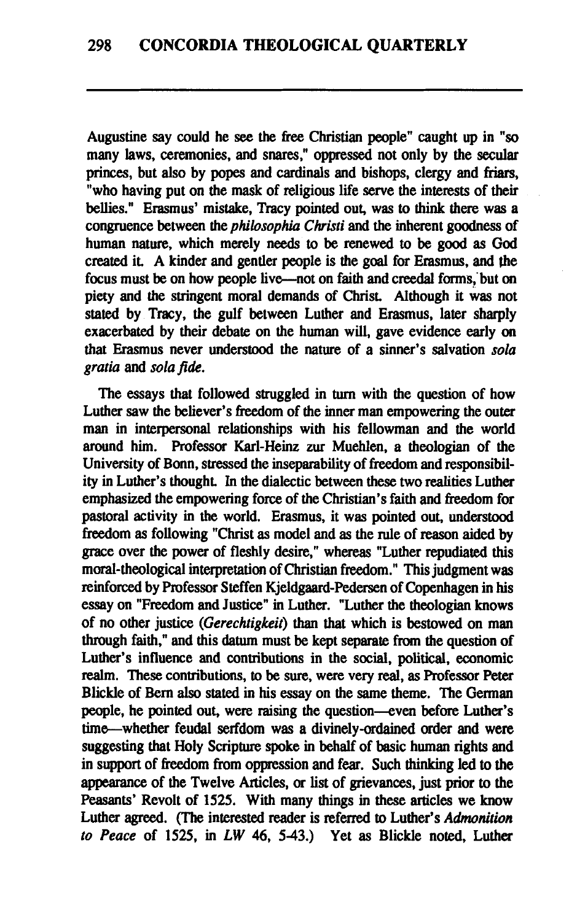Augustine say could he see the free Christian people" caught up in "so many laws, ceremonies, and snares," oppressed not only by the secular princes, but also by popes and cardinals and bishops, clergy and friars, "who having put on the mask of religious life serve the interests of their bellies." Erasmus' mistake, Tracy pointed out, was to think there was a congruence between the *philosophia Christi* and the inherent goodness of human nature, which merely needs to be renewed to be good as God created it. A kinder and gentler people is the goal for Erasmus, and the focus must be on how people live—not on faith and creedal forms, but on piety and the stringent moral demands of Christ. Although it was not stated by Tracy, the gulf between Luther and Erasmus, later sharply exacerbated by their debate on the human will, gave evidence early on that Erasmus never understood the nature of a sinner's salvation *sola gratia* and *sola fide*.

The essays that followed struggled in turn with the question of how Luther saw the believer's freedom of the inner man empowering the outer man in interpersonal relationships with his fellowman and the world around him. Professor Karl-Heinz zur Muehlen, a theologian of the University of Bonn, stressed the inseparability of freedom and responsibility in Luther's thought. In the dialectic between these two realities Luther emphasized the empowering force of the Christian's faith and freedom for pastoral activity in the world. Erasmus, it was pointed out, understood freedom as following "Christ as model and as the rule of reason aided by grace over the power of fleshly desire," whereas "Luther repudiated this moral-theological interpretation of Christian freedom." This judgment was reinforced by Professor Steffen Kjeldgaard-Pedersen of Copenhagen in his essay on "Freedom and Justice" in Luther. "Luther the theologian knows of no other justice (*Gerechtigkeit*) than that which is bestowed on man through faith," and this datum must be kept separate from the question of Luther's influence and contributions in the social, political, economic realm. These contributions, to be sure, were very real, as Professor Peter Blickle of Bern also stated in his essay on the same theme. The German people, he pointed out, were raising the question—even before Luther's time—whether feudal serfdom was a divinely-ordained order and were suggesting that Holy Scripture spoke in behalf of basic human rights and in support of freedom from oppression and fear. Such thinking led to the appearance of the Twelve Articles, or list of grievances, just prior to the Peasants' Revolt of 1525. With many things in these articles we know Luther agreed. (The interested reader is referred to Luther's *Admonition to Peace* of 1525, in *LW* 46, 5-43.) Yet as Blickle noted, Luther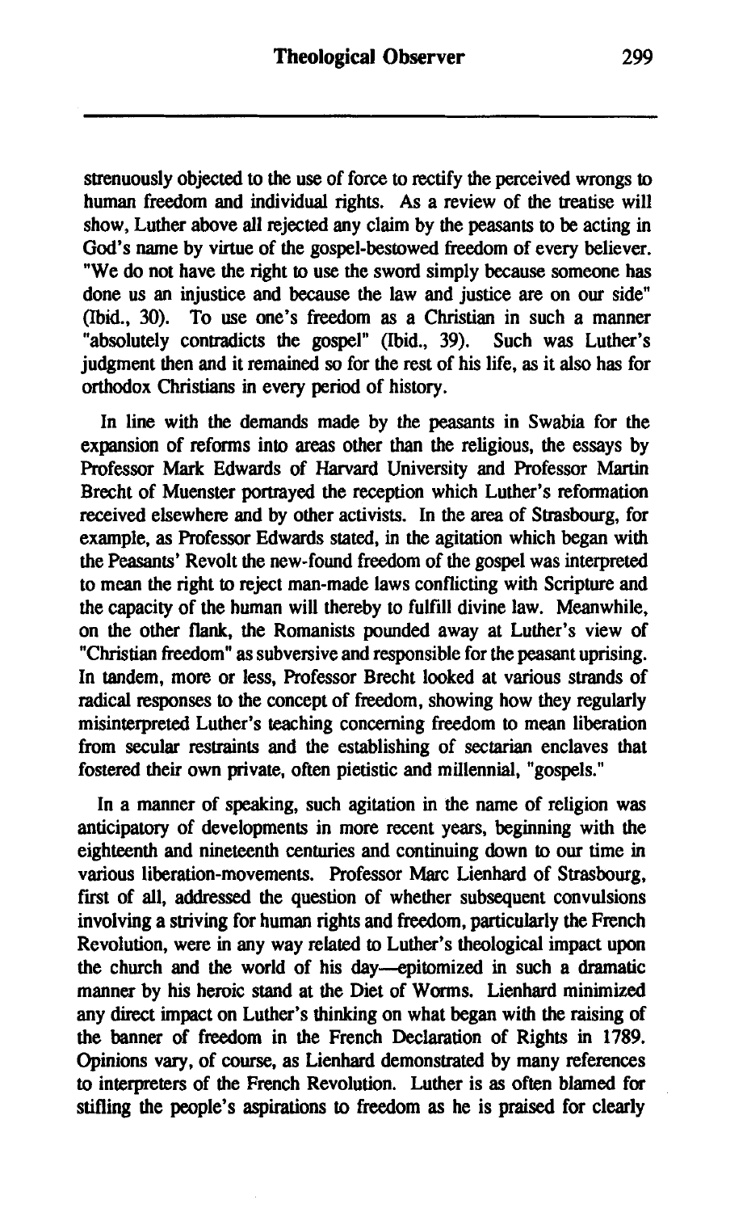strenuously objected to the use of force to rectify the perceived wrongs to human freedom and individual rights. As a review of the treatise will show, Luther above all rejected any claim by the peasants to be acting in God's name by virtue of the gospel-bestowed freedom of every believer. "We do not have the right to use the sword simply because someone has done us an injustice and because the law and justice are on our side" (Ibid., 30). To use one's freedom as a Christian in such a manner "absolutely contradicts the gospel" (Ibid., 39). Such was Luther's judgment then and it remained so for the rest of his life, as it also has for orthodox Christians in every period of history.

In line with the demands made by the peasants in Swabia for the expansion of reforms into areas other than the religious, the essays by Professor Mark Edwards of Harvard University and Professor Martin Brecht of Muenster portrayed the reception which Luther's reformation received elsewhere and by other activists. In the area of Strasbourg, for example, as Professor Edwards stated, in the agitation which began with the Peasants' Revolt the new-found freedom of the gospel was interpreted to mean the right to reject man-made laws conflicting with Scripture and the capacity of the human will thereby to fulfill divine law. Meanwhile, on the other flank, the Romanists pounded away at Luther's view of "Christian freedom" as subversive and responsible for the peasant uprising. In tandem, more or less, Professor Brecht looked at various strands of radical responses to the concept of freedom, showing how they regularly misinterpreted Luther's teaching concerning freedom to mean liberation from secular restraints and the establishing of sectarian enclaves that fostered their own private, often pietistic and millennial, "gospels."

In a manner of speaking, such agitation in the name of religion was anticipatory of developments in more recent years, beginning with the eighteenth and nineteenth centuries and continuing down to our time in various liberation-movements. Professor Marc Lienhard of Strasbourg, first of all, addressed the question of whether subsequent convulsions involving a striving for human rights and freedom, particularly the French Revolution, were in any way related to Luther's theological impact upon the church and the world of his day—epitomized in such a dramatic manner by his heroic stand at the Diet of Worms. Lienhard minimized any direct impact on Luther's thinking on what began with the raising of the banner of freedom in the French Declaration of Rights in 1789. Opinions vary, of course, as Lienhard demonstrated by many references to interpreters of the French Revolution. Luther is as often blamed for stifling the people's aspirations to freedom as he is praised for clearly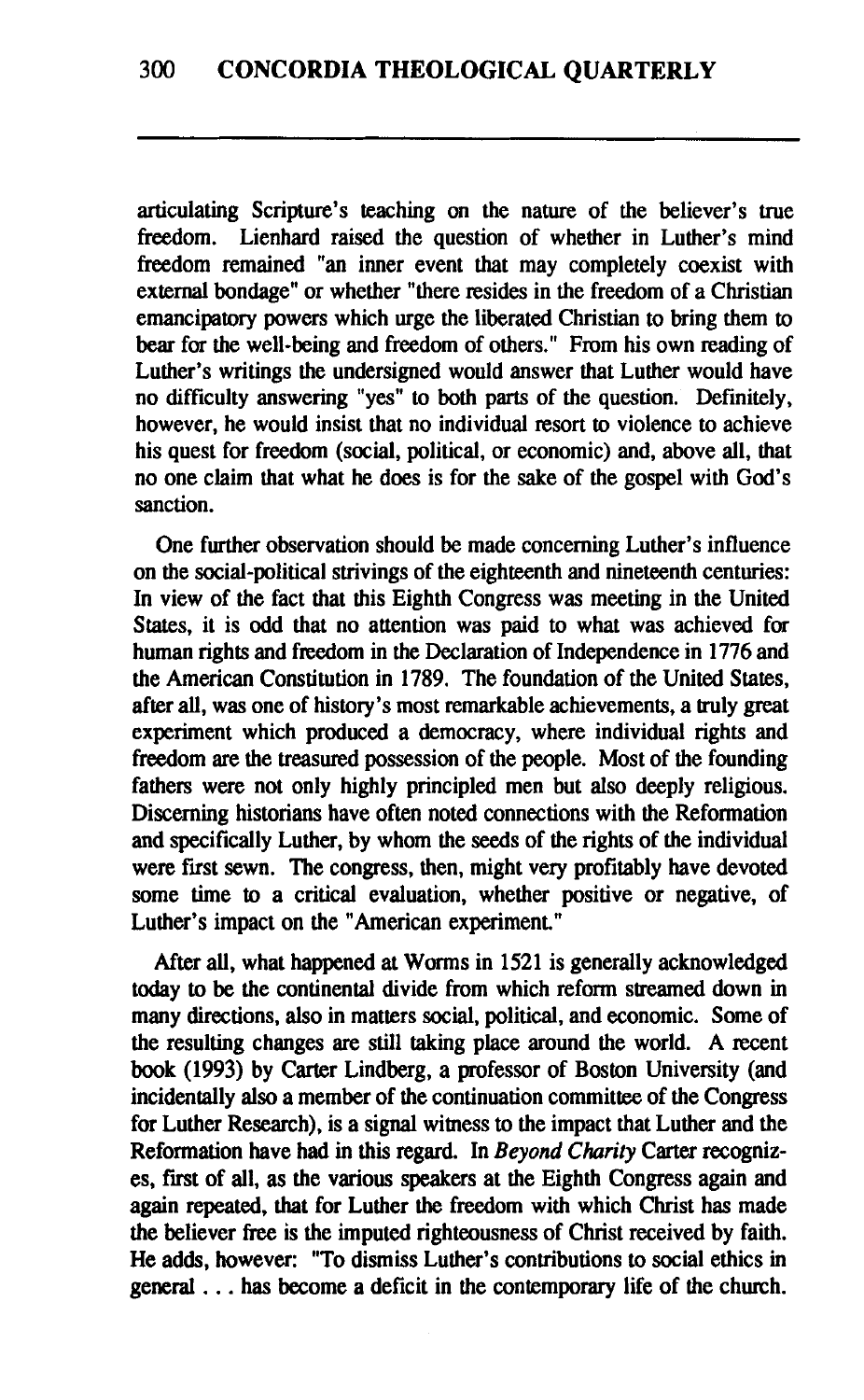articulating Scripture's teaching on the nature of the believer's true freedom. Lienhard raised the question of whether in Luther's mind freedom remained "an inner event that may completely coexist with external bondage" or whether "there resides in the freedom of a Christian emancipatory powers which urge the liberated Christian to bring them to bear for the well-being and freedom of others." From his own reading of Luther's writings the undersigned would answer that Luther would have no difficulty answering "yes" to both parts of the question. Definitely, however, he would insist that no individual resort to violence to achieve his quest for freedom (social, political, or economic) and, above all, that no one claim that what he does is for the sake of the gospel with God's sanction.

One further observation should be made concerning Luther's influence on the social-political strivings of the eighteenth and nineteenth centuries: In view of the fact that this Eighth Congress was meeting in the United States, it is odd that no attention was paid to what was achieved for human rights and freedom in the Declaration of Independence in 1776 and the American Constitution in 1789. The foundation of the United States, after all, was one of history's most remarkable achievements, a truly great experiment which produced a democracy, where individual rights and freedom are the treasured possession of the people. Most of the founding fathers were not only highly principled men but also deeply religious. Discerning historians have often noted connections with the Reformation and specifically Luther, by whom the seeds of the rights of the individual were first sewn. The congress, then, might very profitably have devoted some time to a critical evaluation, whether positive or negative, of Luther's impact on the "American experiment."

After all, what happened at Worms in 1521 is generally acknowledged today to be the continental divide from which reform streamed down in many directions, also in matters social, political, and economic. Some of the resulting changes are still taking place around the world. A recent book (1993) by Carter Lindberg, a professor of Boston University (and incidentally also a member of the continuation committee of the Congress for Luther Research), is a signal witness to the impact that Luther and the Reformation have had in this regard. In *Beyond Charity* Carter recognizes, first of all, as the various speakers at the Eighth Congress again and again repeated, that for Luther the freedom with which Christ has made the believer free is the imputed righteousness of Christ received by faith. He adds, however: "To dismiss Luther's contributions to social ethics in general . . . has become a deficit in the contemporary life of the church.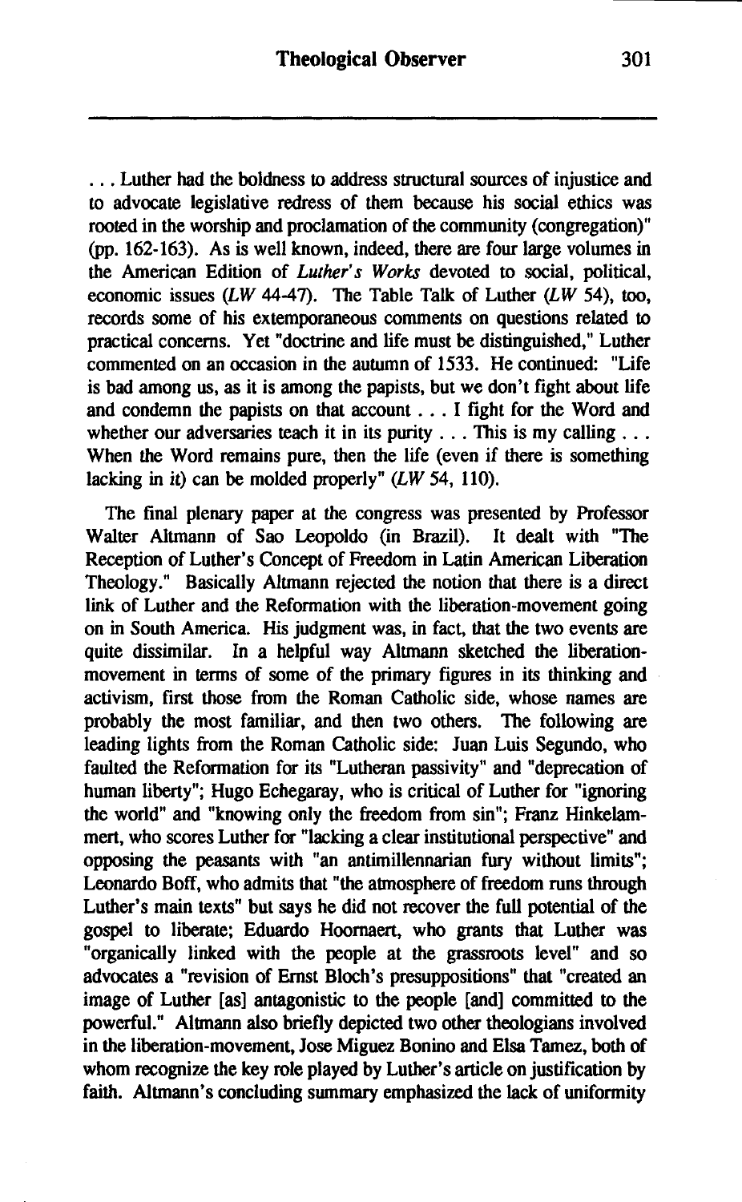. . . Luther had the boldness to address structural sources of injustice and to advocate legislative redress of them because his social ethics was rooted in the worship and proclamation of the community (congregation)" (pp. 162-163). As is well known, indeed, there are four large volumes in the American Edition of *Luther's Works* devoted to social, political, economic issues (*LW* 44-47). The Table Talk of Luther (*LW* 54), too, records some of his extemporaneous comments on questions related to practical concerns. Yet "doctrine and life must be distinguished," Luther commented on an occasion in the autumn of 1533. He continued: "Life is bad among us, as it is among the papists, but we don't fight about life and condemn the papists on that account . . . I fight for the Word and whether our adversaries teach it in its purity . . . This is my calling . . . When the Word remains pure, then the life (even if there is something lacking in *it*) can be molded properly" (*LW* 54, 110).

The final plenary paper at the congress was presented by Professor Walter Altmann of Sao Leopoldo (in Brazil). It dealt with "The Reception of Luther's Concept of Freedom in Latin American Liberation Theology." Basically Altmann rejected the notion that there is a direct link of Luther and the Reformation with the liberation-movement going on in South America. His judgment was, in fact, that the two events are quite dissimilar. In a helpful way Altmann sketched the liberation-movement in terms of some of the primary figures in its thinking and activism, first those from the Roman Catholic side, whose names are probably the most familiar, and then two others. The following are leading lights from the Roman Catholic side: Juan Luis Segundo, who faulted the Reformation for its "Lutheran passivity" and "deprecation of human liberty"; Hugo Echegaray, who is critical of Luther for "ignoring the world" and "knowing only the freedom from sin"; Franz Hinkelammert, who scores Luther for "lacking a clear institutional perspective" and opposing the peasants with "an antimillennarian fury without limits"; Leonardo Boff, who admits that "the atmosphere of freedom runs through Luther's main texts" but says he did not recover the full potential of the gospel to liberate; Eduardo Hoornaert, who grants that Luther was "organically linked with the people at the grassroots level" and so advocates a "revision of Ernst Bloch's presuppositions" that "created an image of Luther [as] antagonistic to the people [and] committed to the powerful." Altmann also briefly depicted two other theologians involved in the liberation-movement, Jose Miguez Bonino and Elsa Tamez, both of whom recognize the key role played by Luther's article on justification by faith. Altmann's concluding summary emphasized the lack of uniformity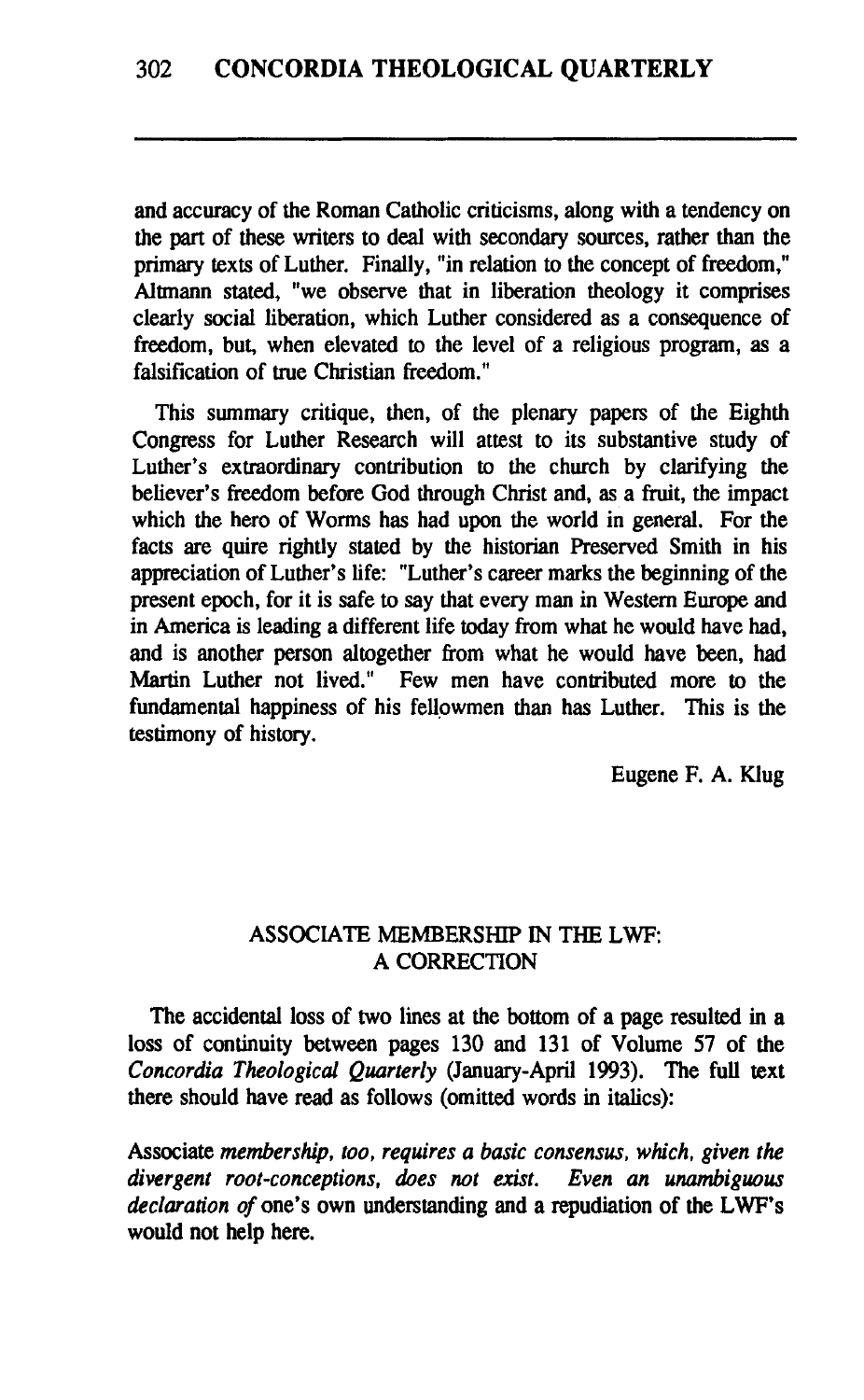and accuracy of the Roman Catholic criticisms, along with a tendency on the part of these writers to deal with secondary sources, rather than the primary texts of Luther. Finally, "in relation to the concept of freedom," Altmann stated, "we observe that in liberation theology it comprises clearly social liberation, which Luther considered as a consequence of freedom, but, when elevated to the level of a religious program, as a falsification of true Christian freedom."

This summary critique, then, of the plenary papers of the Eighth Congress for Luther Research will attest to its substantive study of Luther's extraordinary contribution to the church by clarifying the believer's freedom before God through Christ and, as a fruit, the impact which the hero of Worms has had upon the world in general. For the facts are quire rightly stated by the historian Preserved Smith in his appreciation of Luther's life: "Luther's career marks the beginning of the present epoch, for it is safe to say that every man in Western Europe and in America is leading a different life today from what he would have had, and is another person altogether from what he would have been, had Martin Luther not lived." Few men have contributed more to the fundamental happiness of his fellowmen than has Luther. This is the testimony of history.

Eugene F. A. Klug

## ASSOCIATE MEMBERSHIP IN THE LWF: A CORRECTION

The accidental loss of two lines at the bottom of a page resulted in a loss of continuity between pages 130 and 131 of Volume 57 of the *Concordia Theological Quarterly* (January-April 1993). The full text there should have read as follows (omitted words in italics):

Associate *membership, too, requires a basic consensus, which, given the divergent root-conceptions, does not exist. Even an unambiguous declaration of* one's own understanding and a repudiation of the LWF's would not help here.